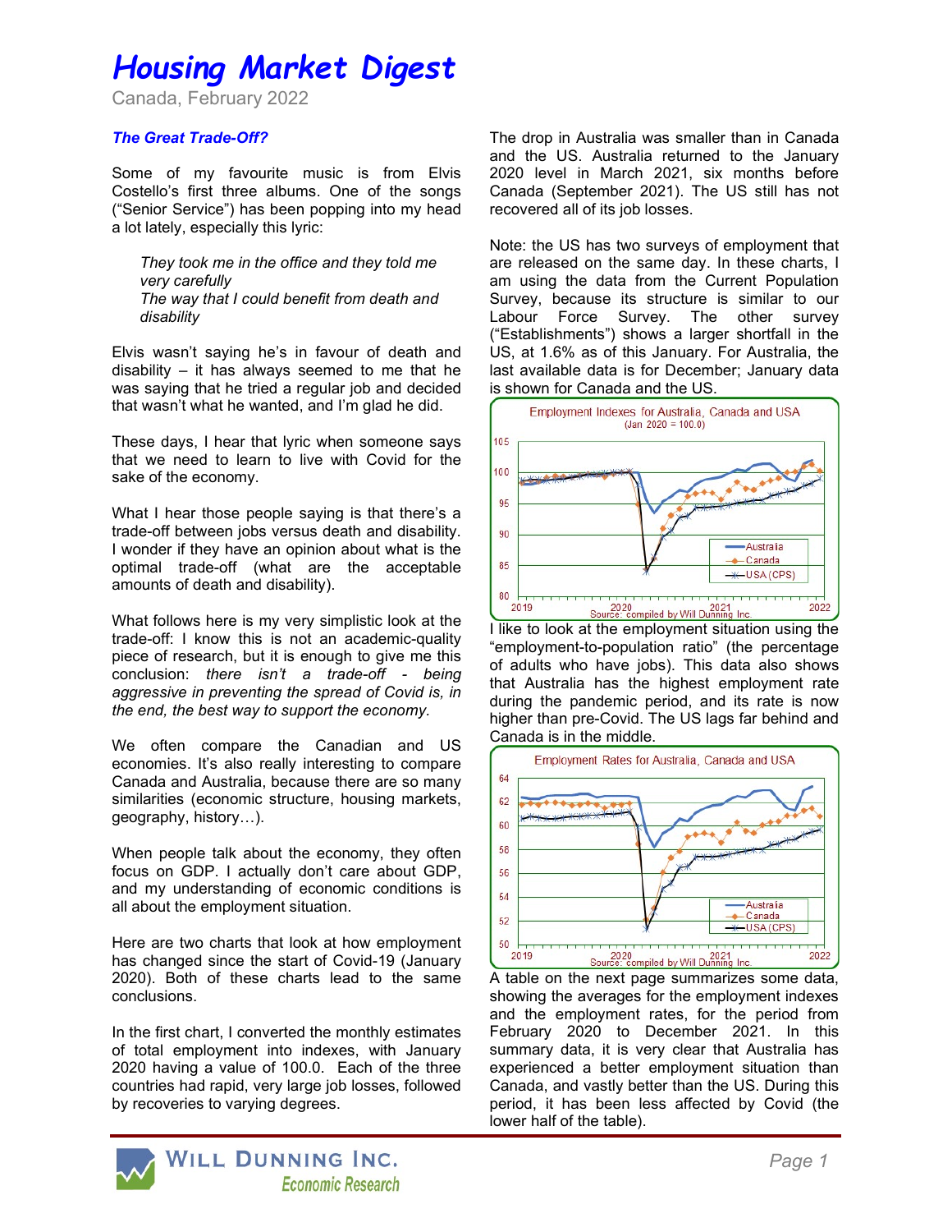# Housing Market Digest

Canada, February 2022

### *The Great Trade-Off?*

Some of my favourite music is from Elvis Costello's first three albums. One of the songs ("Senior Service") has been popping into my head a lot lately, especially this lyric:

> *They took me in the office and they told me very carefully*
> *The way that I could benefit from death and disability*

Elvis wasn't saying he's in favour of death and disability – it has always seemed to me that he was saying that he tried a regular job and decided that wasn't what he wanted, and I'm glad he did.

These days, I hear that lyric when someone says that we need to learn to live with Covid for the sake of the economy.

What I hear those people saying is that there's a trade-off between jobs versus death and disability. I wonder if they have an opinion about what is the optimal trade-off (what are the acceptable amounts of death and disability).

What follows here is my very simplistic look at the trade-off: I know this is not an academic-quality piece of research, but it is enough to give me this conclusion: *there isn't a trade-off - being aggressive in preventing the spread of Covid is, in the end, the best way to support the economy.*

We often compare the Canadian and US economies. It's also really interesting to compare Canada and Australia, because there are so many similarities (economic structure, housing markets, geography, history…).

When people talk about the economy, they often focus on GDP. I actually don't care about GDP, and my understanding of economic conditions is all about the employment situation.

Here are two charts that look at how employment has changed since the start of Covid-19 (January 2020). Both of these charts lead to the same conclusions.

In the first chart, I converted the monthly estimates of total employment into indexes, with January 2020 having a value of 100.0. Each of the three countries had rapid, very large job losses, followed by recoveries to varying degrees.

The drop in Australia was smaller than in Canada and the US. Australia returned to the January 2020 level in March 2021, six months before Canada (September 2021). The US still has not recovered all of its job losses.

Note: the US has two surveys of employment that are released on the same day. In these charts, I am using the data from the Current Population Survey, because its structure is similar to our Labour Force Survey. The other survey ("Establishments") shows a larger shortfall in the US, at 1.6% as of this January. For Australia, the last available data is for December; January data is shown for Canada and the US.

Employment Indexes for Australia, Canada and USA (Jan 2020 = 100.0)

Source: compiled by Will Dunning Inc.

I like to look at the employment situation using the "employment-to-population ratio" (the percentage of adults who have jobs). This data also shows that Australia has the highest employment rate during the pandemic period, and its rate is now higher than pre-Covid. The US lags far behind and Canada is in the middle.

Employment Rates for Australia, Canada and USA

Source: compiled by Will Dunning Inc.

A table on the next page summarizes some data, showing the averages for the employment indexes and the employment rates, for the period from February 2020 to December 2021. In this summary data, it is very clear that Australia has experienced a better employment situation than Canada, and vastly better than the US. During this period, it has been less affected by Covid (the lower half of the table).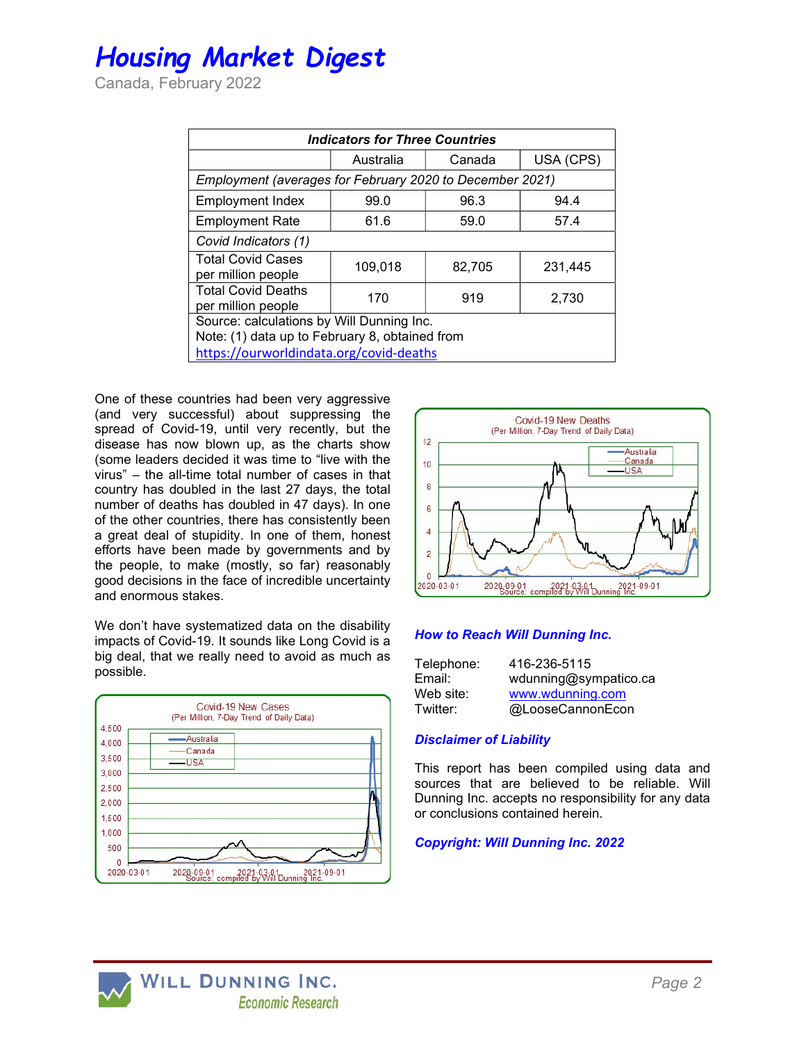# Housing Market Digest

Canada, February 2022

| Indicators for Three Countries | | | |
|---|---|---|---|
| | Australia | Canada | USA (CPS) |
| *Employment (averages for February 2020 to December 2021)* | | | |
| Employment Index | 99.0 | 96.3 | 94.4 |
| Employment Rate | 61.6 | 59.0 | 57.4 |
| *Covid Indicators (1)* | | | |
| Total Covid Cases per million people | 109,018 | 82,705 | 231,445 |
| Total Covid Deaths per million people | 170 | 919 | 2,730 |
| Source: calculations by Will Dunning Inc. Note: (1) data up to February 8, obtained from https://ourworldindata.org/covid-deaths | | | |

One of these countries had been very aggressive (and very successful) about suppressing the spread of Covid-19, until very recently, but the disease has now blown up, as the charts show (some leaders decided it was time to "live with the virus" – the all-time total number of cases in that country has doubled in the last 27 days, the total number of deaths has doubled in 47 days). In one of the other countries, there has consistently been a great deal of stupidity. In one of them, honest efforts have been made by governments and by the people, to make (mostly, so far) reasonably good decisions in the face of incredible uncertainty and enormous stakes.

We don't have systematized data on the disability impacts of Covid-19. It sounds like Long Covid is a big deal, that we really need to avoid as much as possible.

Covid-19 New Cases
(Per Million, 7-Day Trend of Daily Data)
Australia
Canada
USA
4,500
4,000
3,500
3,000
2,500
2,000
1,500
1,000
500
0
2020-03-01
2020-09-01
2021-03-01
2021-09-01
Source: compiled by Will Dunning Inc.

Covid-19 New Deaths
(Per Million, 7-Day Trend of Daily Data)
Australia
Canada
USA
12
10
8
6
4
2
0
2020-03-01
2020-09-01
2021-03-01
2021-09-01
Source: compiled by Will Dunning Inc.

### How to Reach Will Dunning Inc.

Telephone: 416-236-5115
Email: wdunning@sympatico.ca
Web site: www.wdunning.com
Twitter: @LooseCannonEcon

### Disclaimer of Liability

This report has been compiled using data and sources that are believed to be reliable. Will Dunning Inc. accepts no responsibility for any data or conclusions contained herein.

***Copyright: Will Dunning Inc. 2022***

WILL DUNNING INC.
Economic Research